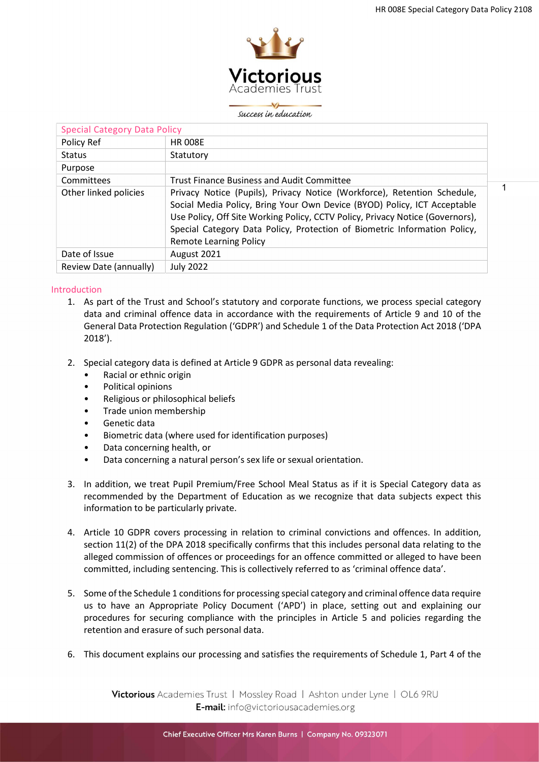Victorious Academies Trust

*Success in education*

| Special Category Data Policy | |
|---|---|
| Policy Ref | HR 008E |
| Status | Statutory |
| Purpose | |
| Committees | Trust Finance Business and Audit Committee |
| Other linked policies | Privacy Notice (Pupils), Privacy Notice (Workforce), Retention Schedule, Social Media Policy, Bring Your Own Device (BYOD) Policy, ICT Acceptable Use Policy, Off Site Working Policy, CCTV Policy, Privacy Notice (Governors), Special Category Data Policy, Protection of Biometric Information Policy, Remote Learning Policy |
| Date of Issue | August 2021 |
| Review Date (annually) | July 2022 |

## Introduction

1. As part of the Trust and School's statutory and corporate functions, we process special category data and criminal offence data in accordance with the requirements of Article 9 and 10 of the General Data Protection Regulation ('GDPR') and Schedule 1 of the Data Protection Act 2018 ('DPA 2018').

2. Special category data is defined at Article 9 GDPR as personal data revealing:
   - Racial or ethnic origin
   - Political opinions
   - Religious or philosophical beliefs
   - Trade union membership
   - Genetic data
   - Biometric data (where used for identification purposes)
   - Data concerning health, or
   - Data concerning a natural person's sex life or sexual orientation.

3. In addition, we treat Pupil Premium/Free School Meal Status as if it is Special Category data as recommended by the Department of Education as we recognize that data subjects expect this information to be particularly private.

4. Article 10 GDPR covers processing in relation to criminal convictions and offences. In addition, section 11(2) of the DPA 2018 specifically confirms that this includes personal data relating to the alleged commission of offences or proceedings for an offence committed or alleged to have been committed, including sentencing. This is collectively referred to as 'criminal offence data'.

5. Some of the Schedule 1 conditions for processing special category and criminal offence data require us to have an Appropriate Policy Document ('APD') in place, setting out and explaining our procedures for securing compliance with the principles in Article 5 and policies regarding the retention and erasure of such personal data.

6. This document explains our processing and satisfies the requirements of Schedule 1, Part 4 of the

**Victorious** Academies Trust | Mossley Road | Ashton under Lyne | OL6 9RU
**E-mail:** info@victoriousacademies.org

Chief Executive Officer Mrs Karen Burns | Company No. 09323071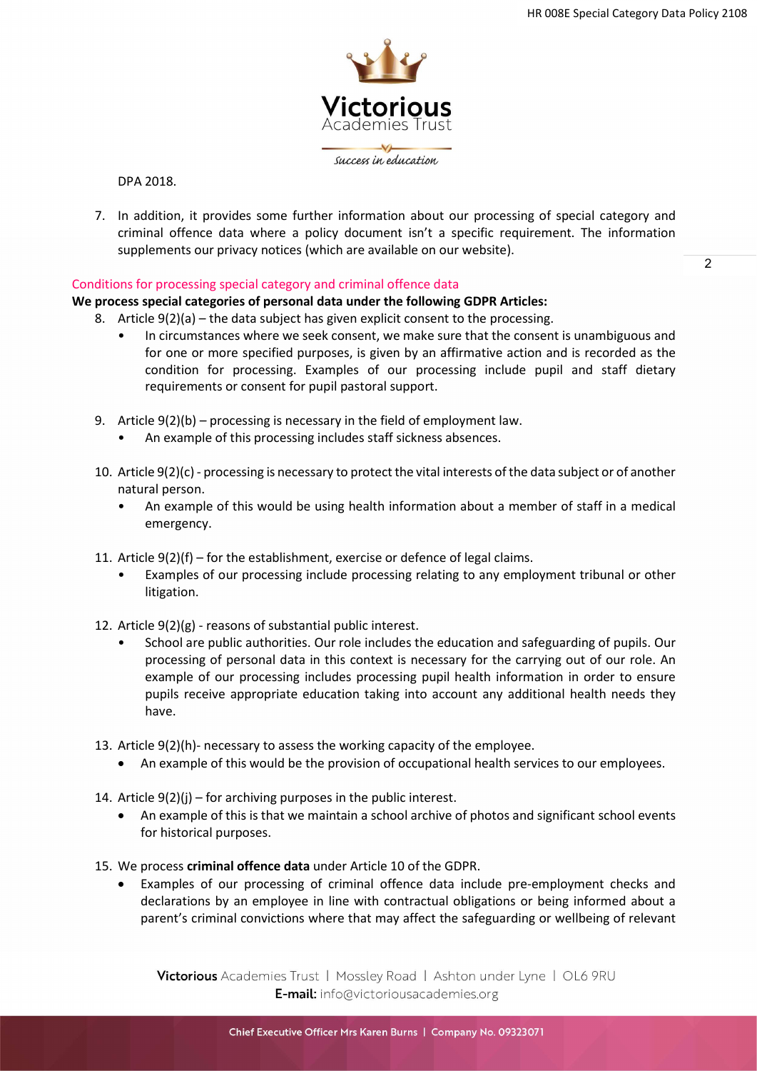DPA 2018.

7. In addition, it provides some further information about our processing of special category and criminal offence data where a policy document isn't a specific requirement. The information supplements our privacy notices (which are available on our website).

## Conditions for processing special category and criminal offence data

**We process special categories of personal data under the following GDPR Articles:**

8. Article 9(2)(a) – the data subject has given explicit consent to the processing.
   - In circumstances where we seek consent, we make sure that the consent is unambiguous and for one or more specified purposes, is given by an affirmative action and is recorded as the condition for processing. Examples of our processing include pupil and staff dietary requirements or consent for pupil pastoral support.

9. Article 9(2)(b) – processing is necessary in the field of employment law.
   - An example of this processing includes staff sickness absences.

10. Article 9(2)(c) - processing is necessary to protect the vital interests of the data subject or of another natural person.
    - An example of this would be using health information about a member of staff in a medical emergency.

11. Article 9(2)(f) – for the establishment, exercise or defence of legal claims.
    - Examples of our processing include processing relating to any employment tribunal or other litigation.

12. Article 9(2)(g) - reasons of substantial public interest.
    - School are public authorities. Our role includes the education and safeguarding of pupils. Our processing of personal data in this context is necessary for the carrying out of our role. An example of our processing includes processing pupil health information in order to ensure pupils receive appropriate education taking into account any additional health needs they have.

13. Article 9(2)(h)- necessary to assess the working capacity of the employee.
    - An example of this would be the provision of occupational health services to our employees.

14. Article 9(2)(j) – for archiving purposes in the public interest.
    - An example of this is that we maintain a school archive of photos and significant school events for historical purposes.

15. We process **criminal offence data** under Article 10 of the GDPR.
    - Examples of our processing of criminal offence data include pre-employment checks and declarations by an employee in line with contractual obligations or being informed about a parent's criminal convictions where that may affect the safeguarding or wellbeing of relevant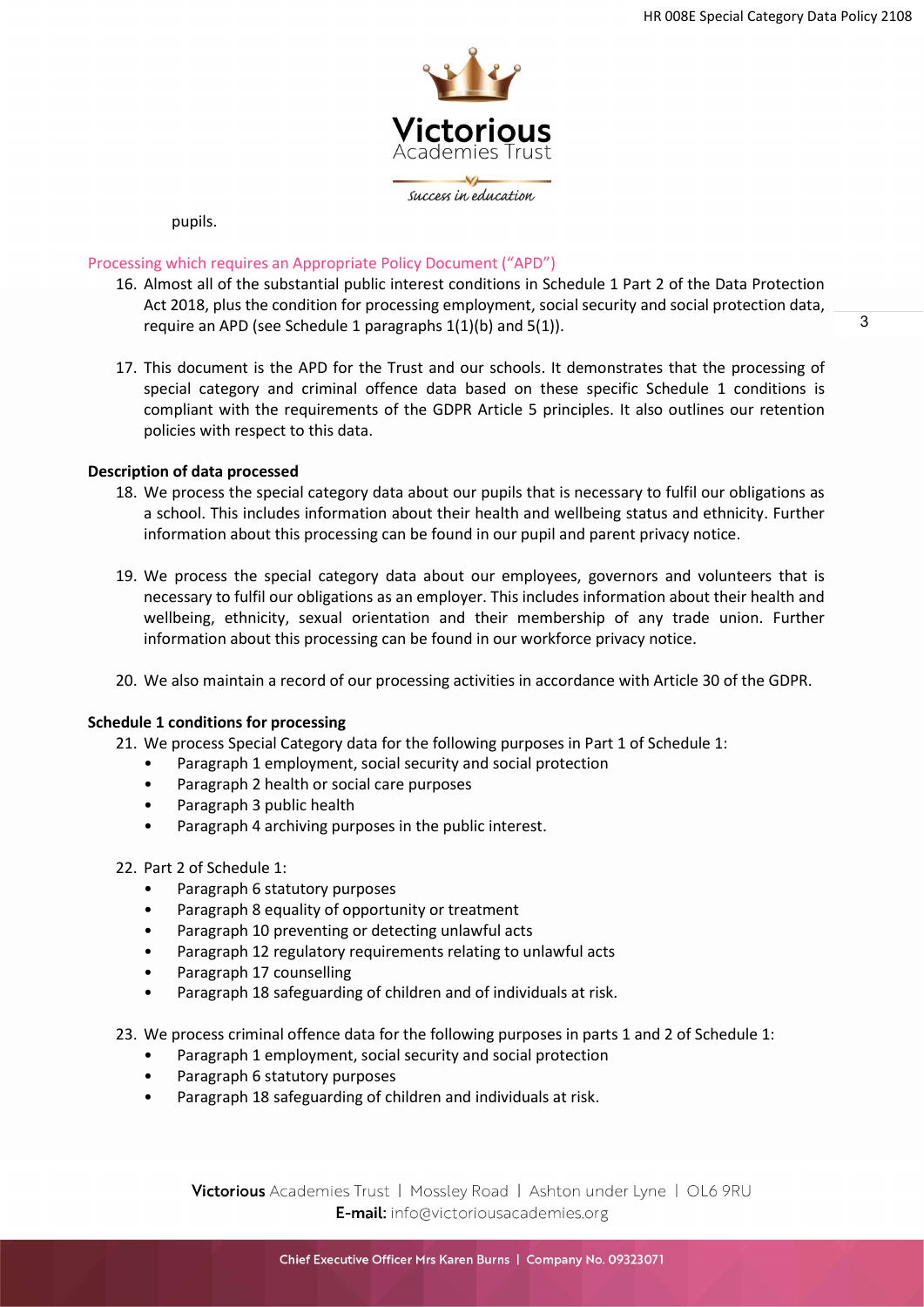pupils.

## Processing which requires an Appropriate Policy Document ("APD")

16. Almost all of the substantial public interest conditions in Schedule 1 Part 2 of the Data Protection Act 2018, plus the condition for processing employment, social security and social protection data, require an APD (see Schedule 1 paragraphs 1(1)(b) and 5(1)).

17. This document is the APD for the Trust and our schools. It demonstrates that the processing of special category and criminal offence data based on these specific Schedule 1 conditions is compliant with the requirements of the GDPR Article 5 principles. It also outlines our retention policies with respect to this data.

**Description of data processed**

18. We process the special category data about our pupils that is necessary to fulfil our obligations as a school. This includes information about their health and wellbeing status and ethnicity. Further information about this processing can be found in our pupil and parent privacy notice.

19. We process the special category data about our employees, governors and volunteers that is necessary to fulfil our obligations as an employer. This includes information about their health and wellbeing, ethnicity, sexual orientation and their membership of any trade union. Further information about this processing can be found in our workforce privacy notice.

20. We also maintain a record of our processing activities in accordance with Article 30 of the GDPR.

**Schedule 1 conditions for processing**

21. We process Special Category data for the following purposes in Part 1 of Schedule 1:
    - Paragraph 1 employment, social security and social protection
    - Paragraph 2 health or social care purposes
    - Paragraph 3 public health
    - Paragraph 4 archiving purposes in the public interest.

22. Part 2 of Schedule 1:
    - Paragraph 6 statutory purposes
    - Paragraph 8 equality of opportunity or treatment
    - Paragraph 10 preventing or detecting unlawful acts
    - Paragraph 12 regulatory requirements relating to unlawful acts
    - Paragraph 17 counselling
    - Paragraph 18 safeguarding of children and of individuals at risk.

23. We process criminal offence data for the following purposes in parts 1 and 2 of Schedule 1:
    - Paragraph 1 employment, social security and social protection
    - Paragraph 6 statutory purposes
    - Paragraph 18 safeguarding of children and individuals at risk.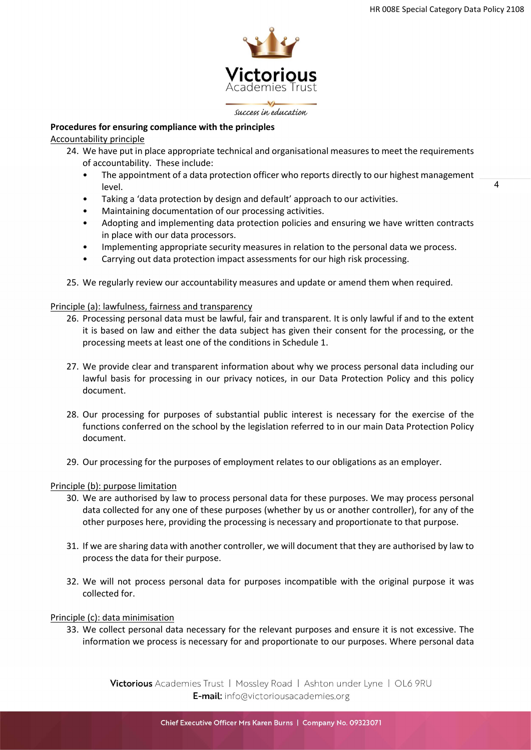**Procedures for ensuring compliance with the principles**

Accountability principle

24. We have put in place appropriate technical and organisational measures to meet the requirements of accountability. These include:
    - The appointment of a data protection officer who reports directly to our highest management level.
    - Taking a 'data protection by design and default' approach to our activities.
    - Maintaining documentation of our processing activities.
    - Adopting and implementing data protection policies and ensuring we have written contracts in place with our data processors.
    - Implementing appropriate security measures in relation to the personal data we process.
    - Carrying out data protection impact assessments for our high risk processing.

25. We regularly review our accountability measures and update or amend them when required.

Principle (a): lawfulness, fairness and transparency

26. Processing personal data must be lawful, fair and transparent. It is only lawful if and to the extent it is based on law and either the data subject has given their consent for the processing, or the processing meets at least one of the conditions in Schedule 1.

27. We provide clear and transparent information about why we process personal data including our lawful basis for processing in our privacy notices, in our Data Protection Policy and this policy document.

28. Our processing for purposes of substantial public interest is necessary for the exercise of the functions conferred on the school by the legislation referred to in our main Data Protection Policy document.

29. Our processing for the purposes of employment relates to our obligations as an employer.

Principle (b): purpose limitation

30. We are authorised by law to process personal data for these purposes. We may process personal data collected for any one of these purposes (whether by us or another controller), for any of the other purposes here, providing the processing is necessary and proportionate to that purpose.

31. If we are sharing data with another controller, we will document that they are authorised by law to process the data for their purpose.

32. We will not process personal data for purposes incompatible with the original purpose it was collected for.

Principle (c): data minimisation

33. We collect personal data necessary for the relevant purposes and ensure it is not excessive. The information we process is necessary for and proportionate to our purposes. Where personal data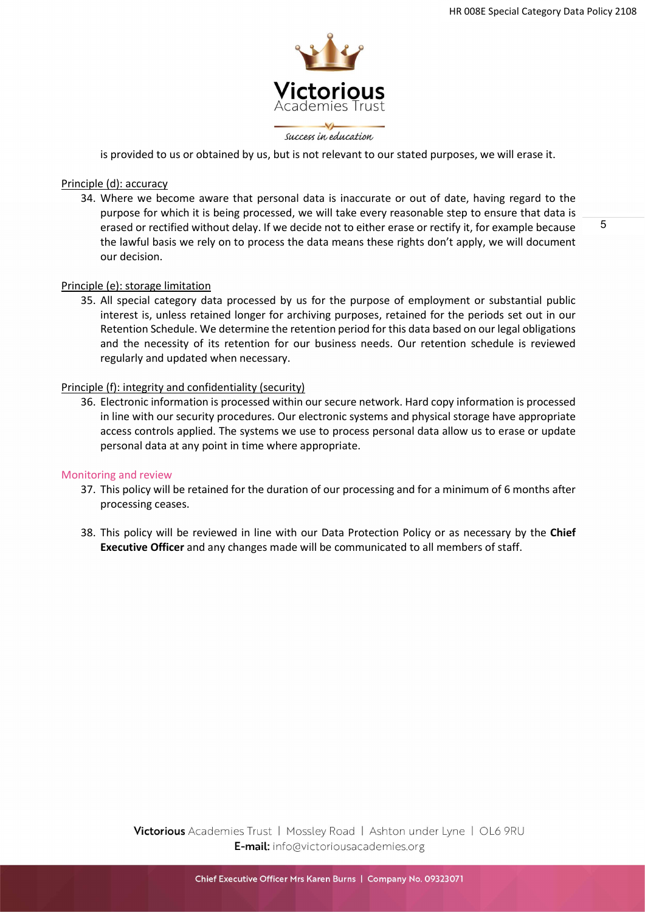is provided to us or obtained by us, but is not relevant to our stated purposes, we will erase it.

Principle (d): accuracy

34. Where we become aware that personal data is inaccurate or out of date, having regard to the purpose for which it is being processed, we will take every reasonable step to ensure that data is erased or rectified without delay. If we decide not to either erase or rectify it, for example because the lawful basis we rely on to process the data means these rights don't apply, we will document our decision.

Principle (e): storage limitation

35. All special category data processed by us for the purpose of employment or substantial public interest is, unless retained longer for archiving purposes, retained for the periods set out in our Retention Schedule. We determine the retention period for this data based on our legal obligations and the necessity of its retention for our business needs. Our retention schedule is reviewed regularly and updated when necessary.

Principle (f): integrity and confidentiality (security)

36. Electronic information is processed within our secure network. Hard copy information is processed in line with our security procedures. Our electronic systems and physical storage have appropriate access controls applied. The systems we use to process personal data allow us to erase or update personal data at any point in time where appropriate.

## Monitoring and review

37. This policy will be retained for the duration of our processing and for a minimum of 6 months after processing ceases.

38. This policy will be reviewed in line with our Data Protection Policy or as necessary by the **Chief Executive Officer** and any changes made will be communicated to all members of staff.